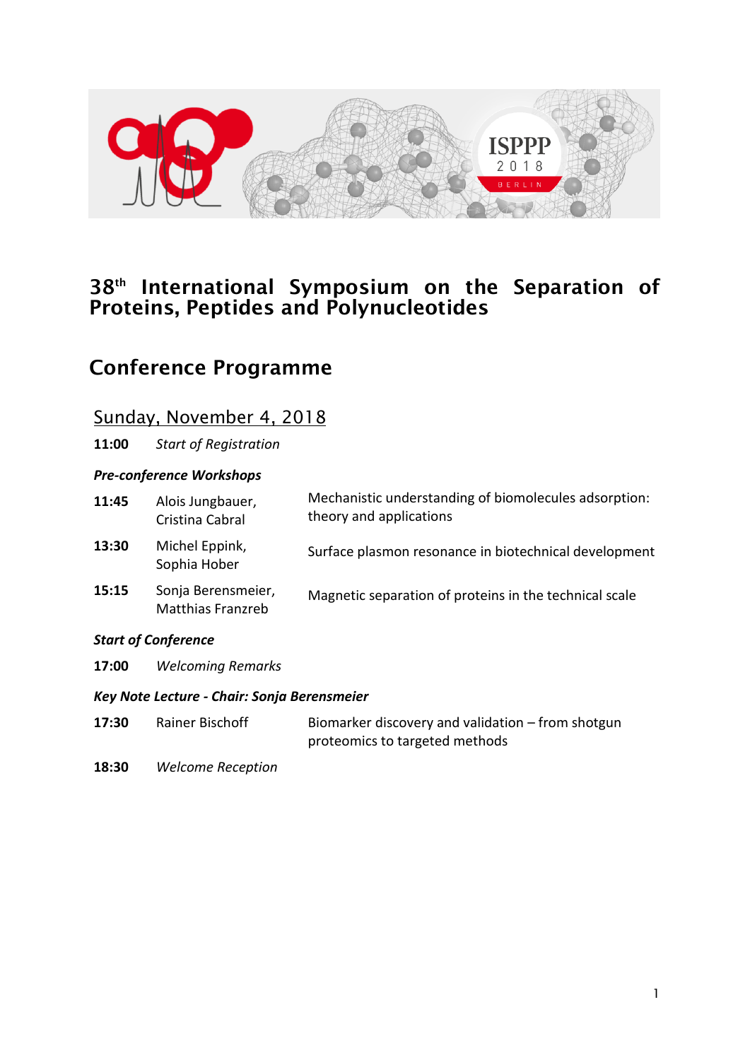# 38th International Symposium on the Separation of Proteins, Peptides and Polynucleotides

## Conference Programme

### Sunday, November 4, 2018

**11:00** *Start of Registration*

***Pre-conference Workshops***

| | | |
|---|---|---|
| **11:45** | Alois Jungbauer, Cristina Cabral | Mechanistic understanding of biomolecules adsorption: theory and applications |
| **13:30** | Michel Eppink, Sophia Hober | Surface plasmon resonance in biotechnical development |
| **15:15** | Sonja Berensmeier, Matthias Franzreb | Magnetic separation of proteins in the technical scale |

***Start of Conference***

**17:00** *Welcoming Remarks*

***Key Note Lecture - Chair: Sonja Berensmeier***

| | | |
|---|---|---|
| **17:30** | Rainer Bischoff | Biomarker discovery and validation – from shotgun proteomics to targeted methods |

**18:30** *Welcome Reception*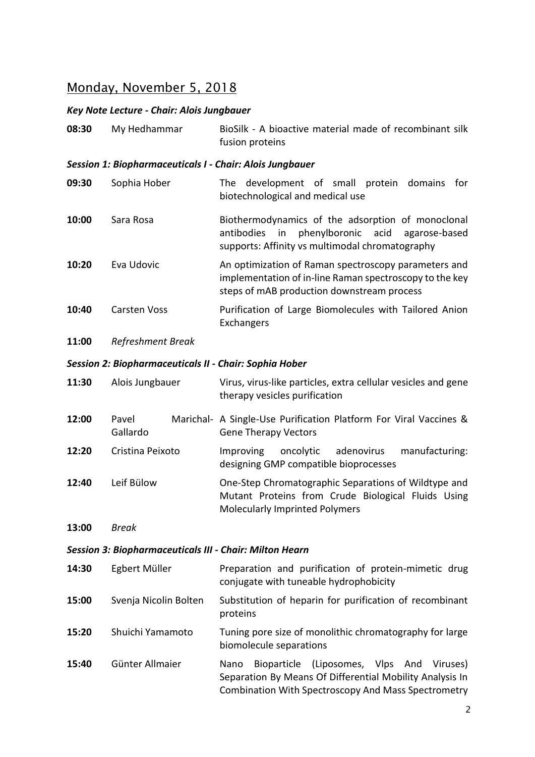## Monday, November 5, 2018

### *Key Note Lecture - Chair: Alois Jungbauer*

| | | |
|---|---|---|
| **08:30** | My Hedhammar | BioSilk - A bioactive material made of recombinant silk fusion proteins |

### *Session 1: Biopharmaceuticals I - Chair: Alois Jungbauer*

| | | |
|---|---|---|
| **09:30** | Sophia Hober | The development of small protein domains for biotechnological and medical use |
| **10:00** | Sara Rosa | Biothermodynamics of the adsorption of monoclonal antibodies in phenylboronic acid agarose-based supports: Affinity vs multimodal chromatography |
| **10:20** | Eva Udovic | An optimization of Raman spectroscopy parameters and implementation of in-line Raman spectroscopy to the key steps of mAB production downstream process |
| **10:40** | Carsten Voss | Purification of Large Biomolecules with Tailored Anion Exchangers |
| **11:00** | *Refreshment Break* | |

### *Session 2: Biopharmaceuticals II - Chair: Sophia Hober*

| | | |
|---|---|---|
| **11:30** | Alois Jungbauer | Virus, virus-like particles, extra cellular vesicles and gene therapy vesicles purification |
| **12:00** | Pavel Marichal-Gallardo | A Single-Use Purification Platform For Viral Vaccines & Gene Therapy Vectors |
| **12:20** | Cristina Peixoto | Improving oncolytic adenovirus manufacturing: designing GMP compatible bioprocesses |
| **12:40** | Leif Bülow | One-Step Chromatographic Separations of Wildtype and Mutant Proteins from Crude Biological Fluids Using Molecularly Imprinted Polymers |
| **13:00** | *Break* | |

### *Session 3: Biopharmaceuticals III - Chair: Milton Hearn*

| | | |
|---|---|---|
| **14:30** | Egbert Müller | Preparation and purification of protein-mimetic drug conjugate with tuneable hydrophobicity |
| **15:00** | Svenja Nicolin Bolten | Substitution of heparin for purification of recombinant proteins |
| **15:20** | Shuichi Yamamoto | Tuning pore size of monolithic chromatography for large biomolecule separations |
| **15:40** | Günter Allmaier | Nano Bioparticle (Liposomes, Vlps And Viruses) Separation By Means Of Differential Mobility Analysis In Combination With Spectroscopy And Mass Spectrometry |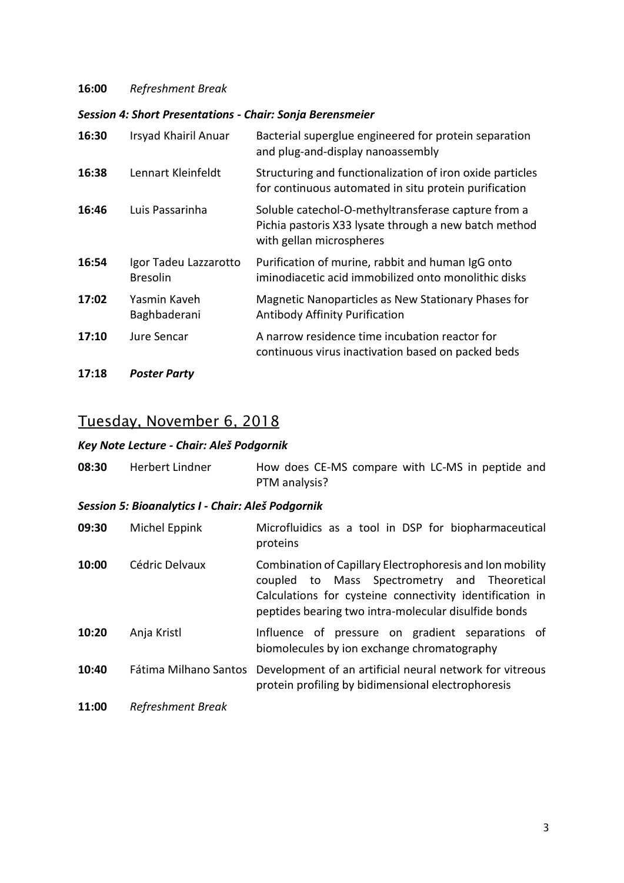**16:00** *Refreshment Break*

***Session 4: Short Presentations - Chair: Sonja Berensmeier***

| | | |
|---|---|---|
| **16:30** | Irsyad Khairil Anuar | Bacterial superglue engineered for protein separation and plug-and-display nanoassembly |
| **16:38** | Lennart Kleinfeldt | Structuring and functionalization of iron oxide particles for continuous automated in situ protein purification |
| **16:46** | Luis Passarinha | Soluble catechol-O-methyltransferase capture from a Pichia pastoris X33 lysate through a new batch method with gellan microspheres |
| **16:54** | Igor Tadeu Lazzarotto Bresolin | Purification of murine, rabbit and human IgG onto iminodiacetic acid immobilized onto monolithic disks |
| **17:02** | Yasmin Kaveh Baghbaderani | Magnetic Nanoparticles as New Stationary Phases for Antibody Affinity Purification |
| **17:10** | Jure Sencar | A narrow residence time incubation reactor for continuous virus inactivation based on packed beds |

**17:18** ***Poster Party***

## Tuesday, November 6, 2018

***Key Note Lecture - Chair: Aleš Podgornik***

| | | |
|---|---|---|
| **08:30** | Herbert Lindner | How does CE-MS compare with LC-MS in peptide and PTM analysis? |

***Session 5: Bioanalytics I - Chair: Aleš Podgornik***

| | | |
|---|---|---|
| **09:30** | Michel Eppink | Microfluidics as a tool in DSP for biopharmaceutical proteins |
| **10:00** | Cédric Delvaux | Combination of Capillary Electrophoresis and Ion mobility coupled to Mass Spectrometry and Theoretical Calculations for cysteine connectivity identification in peptides bearing two intra-molecular disulfide bonds |
| **10:20** | Anja Kristl | Influence of pressure on gradient separations of biomolecules by ion exchange chromatography |
| **10:40** | Fátima Milhano Santos | Development of an artificial neural network for vitreous protein profiling by bidimensional electrophoresis |

**11:00** *Refreshment Break*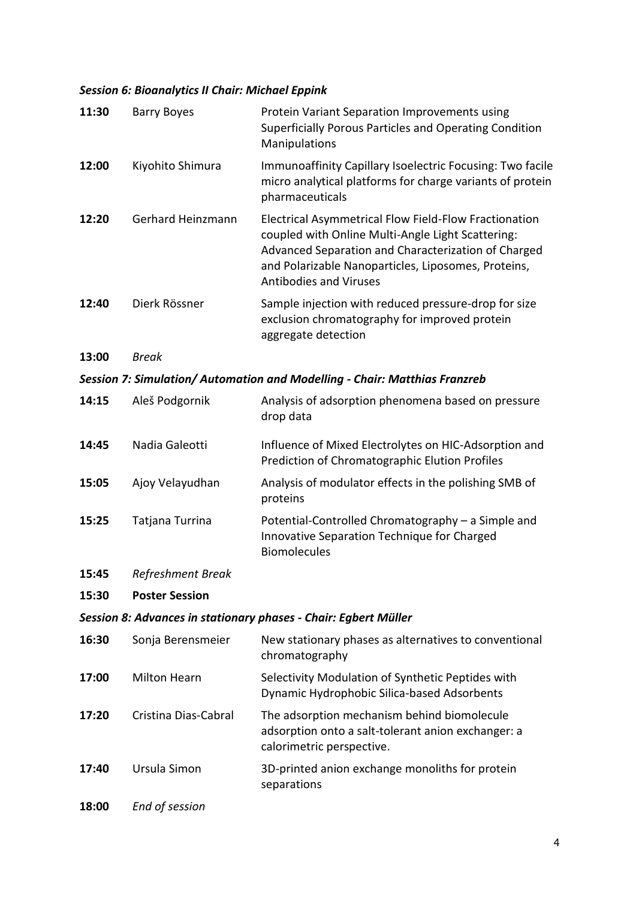### *Session 6: Bioanalytics II Chair: Michael Eppink*

| | | |
|---|---|---|
| **11:30** | Barry Boyes | Protein Variant Separation Improvements using Superficially Porous Particles and Operating Condition Manipulations |
| **12:00** | Kiyohito Shimura | Immunoaffinity Capillary Isoelectric Focusing: Two facile micro analytical platforms for charge variants of protein pharmaceuticals |
| **12:20** | Gerhard Heinzmann | Electrical Asymmetrical Flow Field-Flow Fractionation coupled with Online Multi-Angle Light Scattering: Advanced Separation and Characterization of Charged and Polarizable Nanoparticles, Liposomes, Proteins, Antibodies and Viruses |
| **12:40** | Dierk Rössner | Sample injection with reduced pressure-drop for size exclusion chromatography for improved protein aggregate detection |
| **13:00** | *Break* | |

### *Session 7: Simulation/ Automation and Modelling - Chair: Matthias Franzreb*

| | | |
|---|---|---|
| **14:15** | Aleš Podgornik | Analysis of adsorption phenomena based on pressure drop data |
| **14:45** | Nadia Galeotti | Influence of Mixed Electrolytes on HIC-Adsorption and Prediction of Chromatographic Elution Profiles |
| **15:05** | Ajoy Velayudhan | Analysis of modulator effects in the polishing SMB of proteins |
| **15:25** | Tatjana Turrina | Potential-Controlled Chromatography – a Simple and Innovative Separation Technique for Charged Biomolecules |
| **15:45** | *Refreshment Break* | |
| **15:30** | **Poster Session** | |

### *Session 8: Advances in stationary phases - Chair: Egbert Müller*

| | | |
|---|---|---|
| **16:30** | Sonja Berensmeier | New stationary phases as alternatives to conventional chromatography |
| **17:00** | Milton Hearn | Selectivity Modulation of Synthetic Peptides with Dynamic Hydrophobic Silica-based Adsorbents |
| **17:20** | Cristina Dias-Cabral | The adsorption mechanism behind biomolecule adsorption onto a salt-tolerant anion exchanger: a calorimetric perspective. |
| **17:40** | Ursula Simon | 3D-printed anion exchange monoliths for protein separations |
| **18:00** | *End of session* | |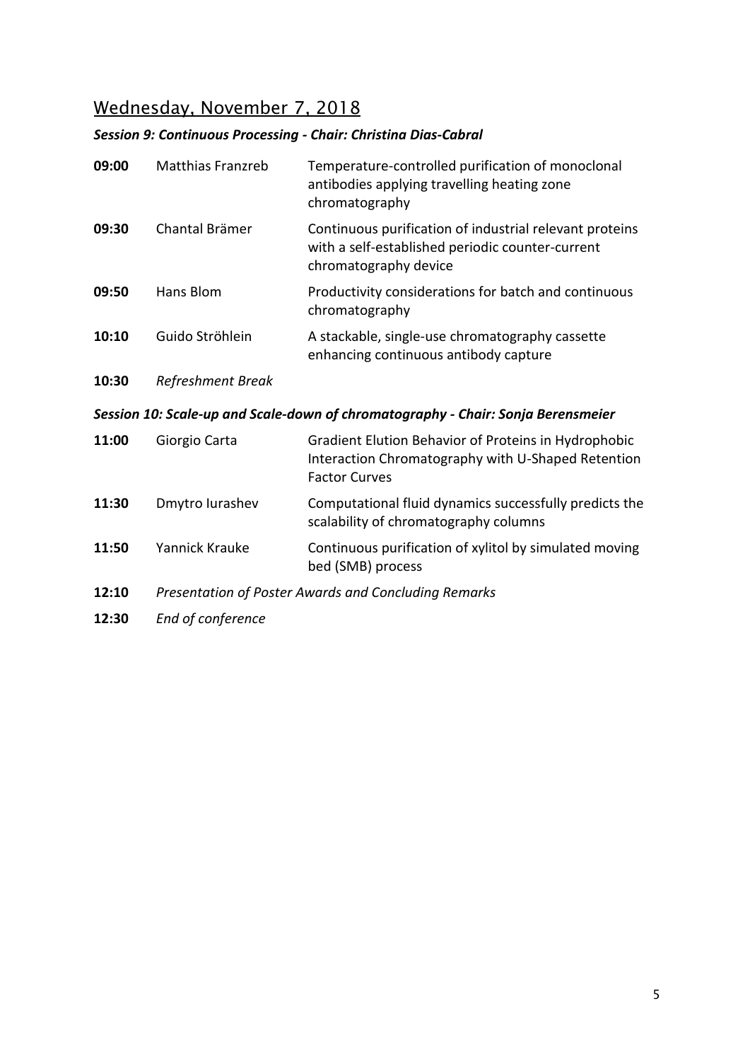## Wednesday, November 7, 2018

### *Session 9: Continuous Processing - Chair: Christina Dias-Cabral*

| | | |
|---|---|---|
| **09:00** | Matthias Franzreb | Temperature-controlled purification of monoclonal antibodies applying travelling heating zone chromatography |
| **09:30** | Chantal Brämer | Continuous purification of industrial relevant proteins with a self-established periodic counter-current chromatography device |
| **09:50** | Hans Blom | Productivity considerations for batch and continuous chromatography |
| **10:10** | Guido Ströhlein | A stackable, single-use chromatography cassette enhancing continuous antibody capture |
| **10:30** | *Refreshment Break* | |

### *Session 10: Scale-up and Scale-down of chromatography - Chair: Sonja Berensmeier*

| | | |
|---|---|---|
| **11:00** | Giorgio Carta | Gradient Elution Behavior of Proteins in Hydrophobic Interaction Chromatography with U-Shaped Retention Factor Curves |
| **11:30** | Dmytro Iurashev | Computational fluid dynamics successfully predicts the scalability of chromatography columns |
| **11:50** | Yannick Krauke | Continuous purification of xylitol by simulated moving bed (SMB) process |
| **12:10** | *Presentation of Poster Awards and Concluding Remarks* | |
| **12:30** | *End of conference* | |